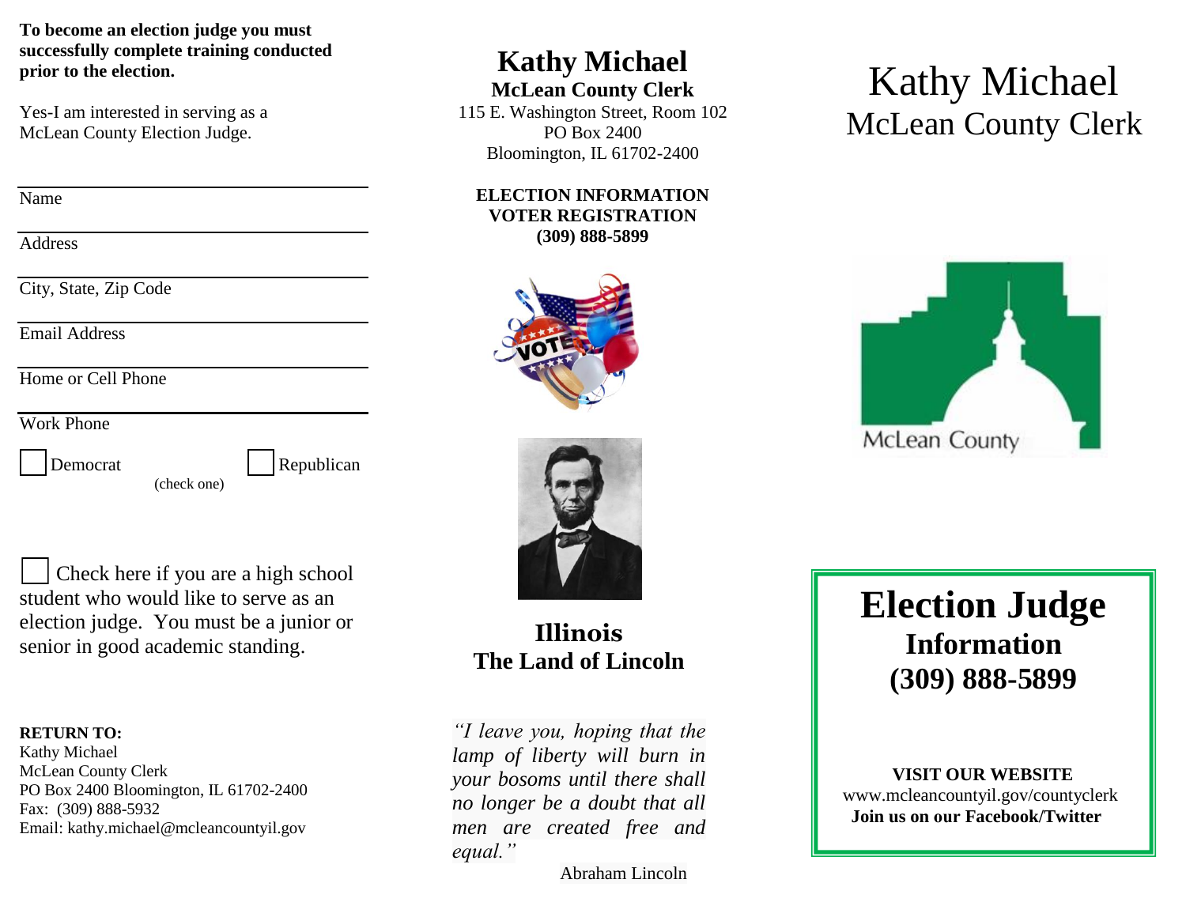**To become an election judge you must successfully complete training conducted prior to the election.**

Yes-I am interested in serving as a McLean County Election Judge.

Name

Address

City, State, Zip Code

Email Address

Home or Cell Phone

Work Phone

☐ Democrat ☐ Republican
(check one)

☐ Check here if you are a high school student who would like to serve as an election judge. You must be a junior or senior in good academic standing.

**RETURN TO:**
Kathy Michael
McLean County Clerk
PO Box 2400 Bloomington, IL 61702-2400
Fax: (309) 888-5932
Email: kathy.michael@mcleancountyil.gov

# Kathy Michael

**McLean County Clerk**
115 E. Washington Street, Room 102
PO Box 2400
Bloomington, IL 61702-2400

**ELECTION INFORMATION**
**VOTER REGISTRATION**
**(309) 888-5899**

## Illinois
## The Land of Lincoln

*"I leave you, hoping that the lamp of liberty will burn in your bosoms until there shall no longer be a doubt that all men are created free and equal."*

Abraham Lincoln

# Kathy Michael
## McLean County Clerk

McLean County

# Election Judge
## Information
## (309) 888-5899

**VISIT OUR WEBSITE**
www.mcleancountyil.gov/countyclerk
**Join us on our Facebook/Twitter**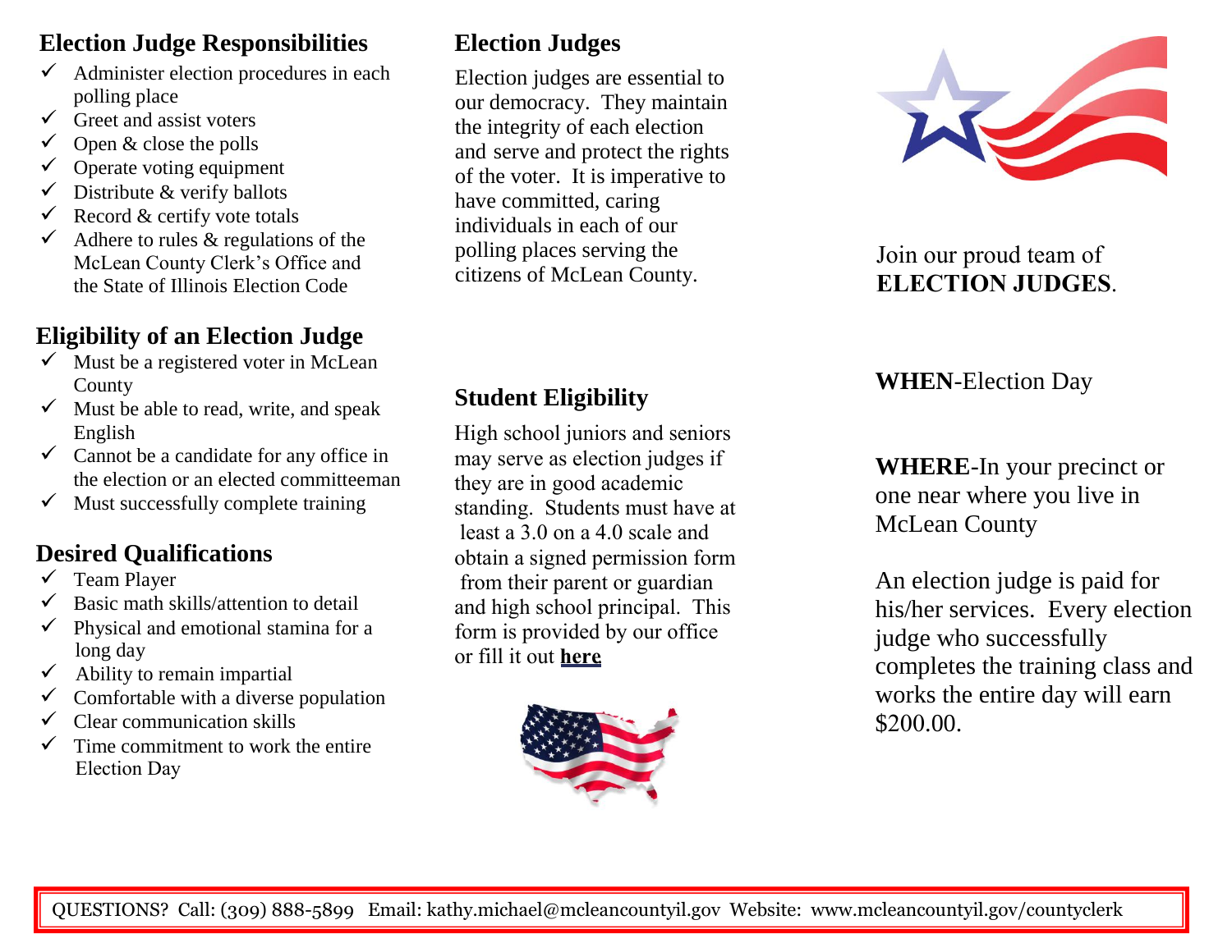## Election Judge Responsibilities

- ✓ Administer election procedures in each polling place
- ✓ Greet and assist voters
- ✓ Open & close the polls
- ✓ Operate voting equipment
- ✓ Distribute & verify ballots
- ✓ Record & certify vote totals
- ✓ Adhere to rules & regulations of the McLean County Clerk's Office and the State of Illinois Election Code

## Eligibility of an Election Judge

- ✓ Must be a registered voter in McLean County
- ✓ Must be able to read, write, and speak English
- ✓ Cannot be a candidate for any office in the election or an elected committeeman
- ✓ Must successfully complete training

## Desired Qualifications

- ✓ Team Player
- ✓ Basic math skills/attention to detail
- ✓ Physical and emotional stamina for a long day
- ✓ Ability to remain impartial
- ✓ Comfortable with a diverse population
- ✓ Clear communication skills
- ✓ Time commitment to work the entire Election Day

## Election Judges

Election judges are essential to our democracy. They maintain the integrity of each election and serve and protect the rights of the voter. It is imperative to have committed, caring individuals in each of our polling places serving the citizens of McLean County.

## Student Eligibility

High school juniors and seniors may serve as election judges if they are in good academic standing. Students must have at least a 3.0 on a 4.0 scale and obtain a signed permission form from their parent or guardian and high school principal. This form is provided by our office or fill it out **here**

Join our proud team of **ELECTION JUDGES**.

**WHEN**-Election Day

**WHERE**-In your precinct or one near where you live in McLean County

An election judge is paid for his/her services. Every election judge who successfully completes the training class and works the entire day will earn $200.00.

QUESTIONS? Call: (309) 888-5899 Email: kathy.michael@mcleancountyil.gov Website: www.mcleancountyil.gov/countyclerk